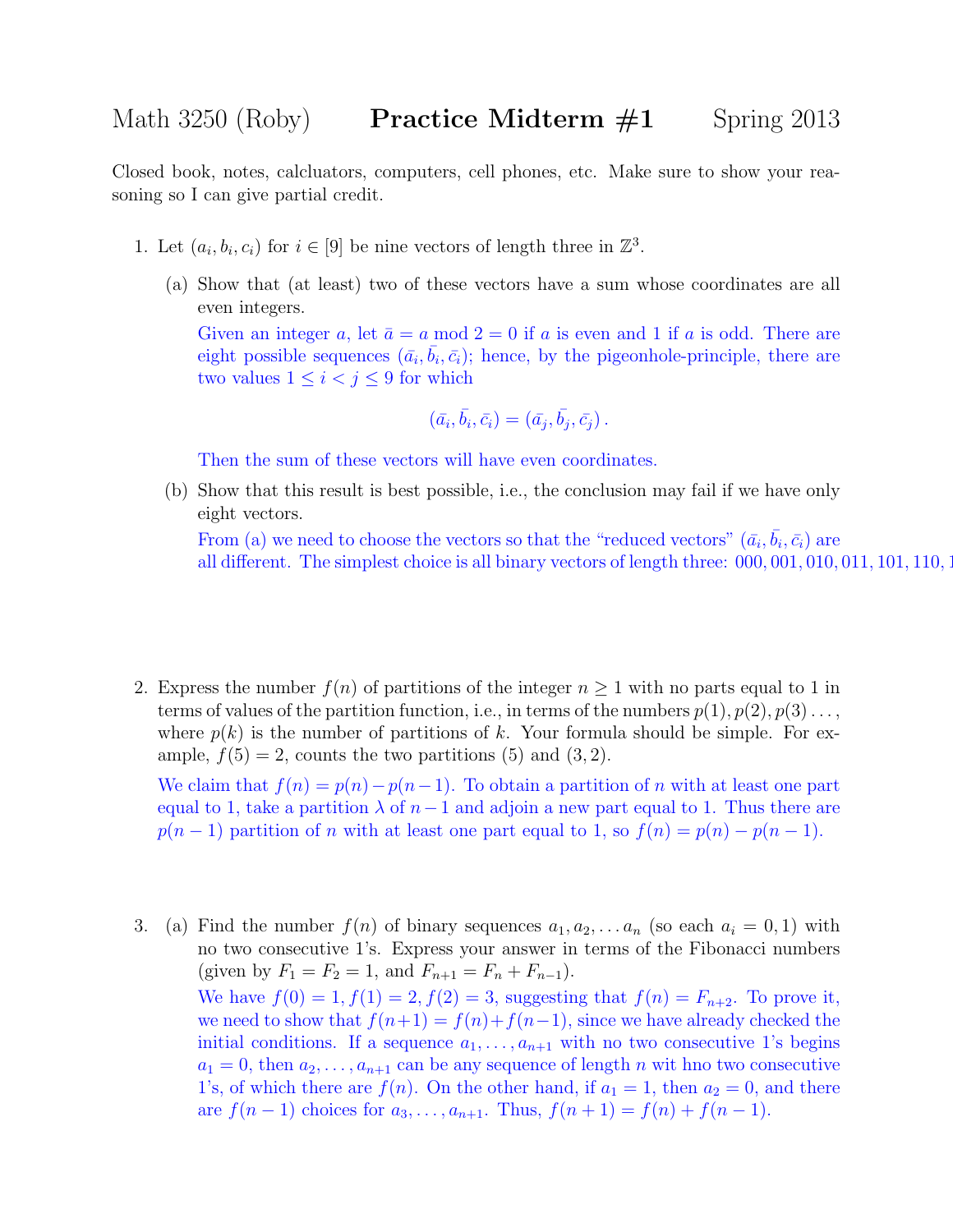Math 3250 (Roby) **Practice Midterm #1** Spring 2013

Closed book, notes, calcluators, computers, cell phones, etc. Make sure to show your reasoning so I can give partial credit.

1. Let $(a_i, b_i, c_i)$ for $i \in [9]$ be nine vectors of length three in $\mathbb{Z}^3$.

   (a) Show that (at least) two of these vectors have a sum whose coordinates are all even integers.

   Given an integer $a$, let $\bar{a} = a \bmod 2 = 0$ if $a$ is even and 1 if $a$ is odd. There are eight possible sequences $(\bar{a_i}, \bar{b_i}, \bar{c_i})$; hence, by the pigeonhole-principle, there are two values $1 \leq i < j \leq 9$ for which

   $$(\bar{a_i}, \bar{b_i}, \bar{c_i}) = (\bar{a_j}, \bar{b_j}, \bar{c_j}).$$

   Then the sum of these vectors will have even coordinates.

   (b) Show that this result is best possible, i.e., the conclusion may fail if we have only eight vectors.

   From (a) we need to choose the vectors so that the "reduced vectors" $(\bar{a_i}, \bar{b_i}, \bar{c_i})$ are all different. The simplest choice is all binary vectors of length three: 000, 001, 010, 011, 101, 110, 1

2. Express the number $f(n)$ of partitions of the integer $n \geq 1$ with no parts equal to 1 in terms of values of the partition function, i.e., in terms of the numbers $p(1), p(2), p(3) \ldots$, where $p(k)$ is the number of partitions of $k$. Your formula should be simple. For example, $f(5) = 2$, counts the two partitions $(5)$ and $(3, 2)$.

   We claim that $f(n) = p(n) - p(n-1)$. To obtain a partition of $n$ with at least one part equal to 1, take a partition $\lambda$ of $n-1$ and adjoin a new part equal to 1. Thus there are $p(n-1)$ partition of $n$ with at least one part equal to 1, so $f(n) = p(n) - p(n-1)$.

3. (a) Find the number $f(n)$ of binary sequences $a_1, a_2, \ldots a_n$ (so each $a_i = 0, 1$) with no two consecutive 1's. Express your answer in terms of the Fibonacci numbers (given by $F_1 = F_2 = 1$, and $F_{n+1} = F_n + F_{n-1}$).

   We have $f(0) = 1, f(1) = 2, f(2) = 3$, suggesting that $f(n) = F_{n+2}$. To prove it, we need to show that $f(n+1) = f(n) + f(n-1)$, since we have already checked the initial conditions. If a sequence $a_1, \ldots, a_{n+1}$ with no two consecutive 1's begins $a_1 = 0$, then $a_2, \ldots, a_{n+1}$ can be any sequence of length $n$ wit hno two consecutive 1's, of which there are $f(n)$. On the other hand, if $a_1 = 1$, then $a_2 = 0$, and there are $f(n-1)$ choices for $a_3, \ldots, a_{n+1}$. Thus, $f(n+1) = f(n) + f(n-1)$.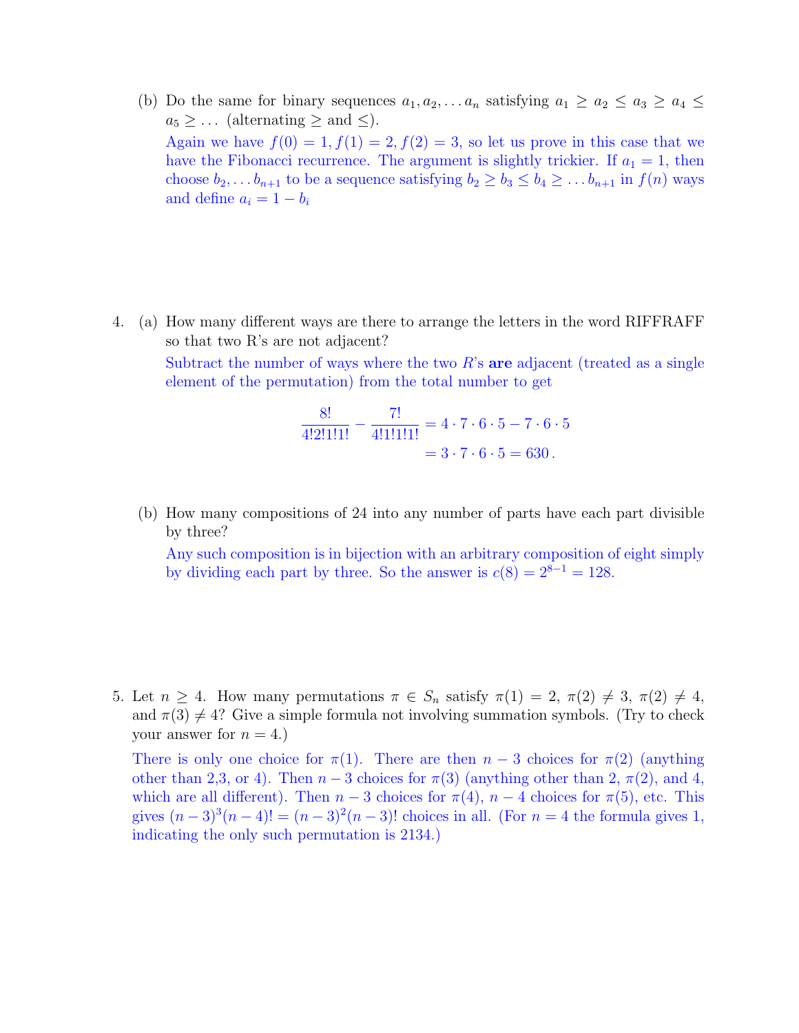(b) Do the same for binary sequences $a_1, a_2, \ldots a_n$ satisfying $a_1 \geq a_2 \leq a_3 \geq a_4 \leq a_5 \geq \ldots$ (alternating $\geq$ and $\leq$).

Again we have $f(0) = 1, f(1) = 2, f(2) = 3$, so let us prove in this case that we have the Fibonacci recurrence. The argument is slightly trickier. If $a_1 = 1$, then choose $b_2, \ldots b_{n+1}$ to be a sequence satisfying $b_2 \geq b_3 \leq b_4 \geq \ldots b_{n+1}$ in $f(n)$ ways and define $a_i = 1 - b_i$

4. (a) How many different ways are there to arrange the letters in the word RIFFRAFF so that two R's are not adjacent?

Subtract the number of ways where the two $R$'s **are** adjacent (treated as a single element of the permutation) from the total number to get

$$\frac{8!}{4!2!1!1!} - \frac{7!}{4!1!1!1!} = 4 \cdot 7 \cdot 6 \cdot 5 - 7 \cdot 6 \cdot 5$$
$$= 3 \cdot 7 \cdot 6 \cdot 5 = 630\,.$$

(b) How many compositions of 24 into any number of parts have each part divisible by three?

Any such composition is in bijection with an arbitrary composition of eight simply by dividing each part by three. So the answer is $c(8) = 2^{8-1} = 128$.

5. Let $n \geq 4$. How many permutations $\pi \in S_n$ satisfy $\pi(1) = 2$, $\pi(2) \neq 3$, $\pi(2) \neq 4$, and $\pi(3) \neq 4$? Give a simple formula not involving summation symbols. (Try to check your answer for $n = 4$.)

There is only one choice for $\pi(1)$. There are then $n - 3$ choices for $\pi(2)$ (anything other than 2,3, or 4). Then $n - 3$ choices for $\pi(3)$ (anything other than 2, $\pi(2)$, and 4, which are all different). Then $n - 3$ choices for $\pi(4)$, $n - 4$ choices for $\pi(5)$, etc. This gives $(n-3)^3(n-4)! = (n-3)^2(n-3)!$ choices in all. (For $n = 4$ the formula gives 1, indicating the only such permutation is 2134.)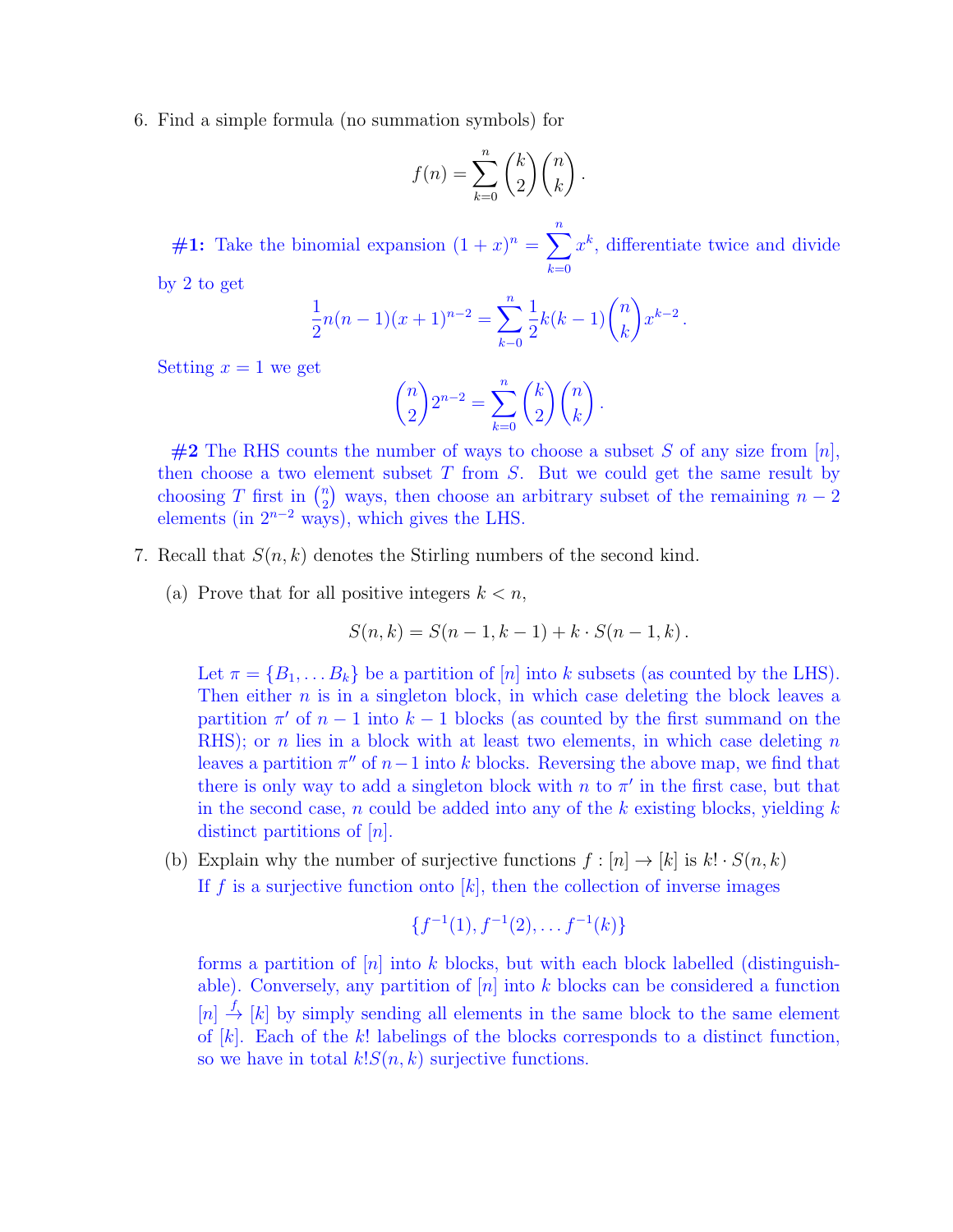6. Find a simple formula (no summation symbols) for

$$f(n) = \sum_{k=0}^{n} \binom{k}{2}\binom{n}{k}.$$

**#1:** Take the binomial expansion $(1+x)^n = \sum_{k=0}^{n} x^k$, differentiate twice and divide by 2 to get

$$\frac{1}{2}n(n-1)(x+1)^{n-2} = \sum_{k-0}^{n} \frac{1}{2}k(k-1)\binom{n}{k}x^{k-2}.$$

Setting $x = 1$ we get

$$\binom{n}{2}2^{n-2} = \sum_{k=0}^{n} \binom{k}{2}\binom{n}{k}.$$

**#2** The RHS counts the number of ways to choose a subset $S$ of any size from $[n]$, then choose a two element subset $T$ from $S$. But we could get the same result by choosing $T$ first in $\binom{n}{2}$ ways, then choose an arbitrary subset of the remaining $n-2$ elements (in $2^{n-2}$ ways), which gives the LHS.

7. Recall that $S(n,k)$ denotes the Stirling numbers of the second kind.

   (a) Prove that for all positive integers $k < n$,

   $$S(n,k) = S(n-1,k-1) + k \cdot S(n-1,k).$$

   Let $\pi = \{B_1, \ldots B_k\}$ be a partition of $[n]$ into $k$ subsets (as counted by the LHS). Then either $n$ is in a singleton block, in which case deleting the block leaves a partition $\pi'$ of $n-1$ into $k-1$ blocks (as counted by the first summand on the RHS); or $n$ lies in a block with at least two elements, in which case deleting $n$ leaves a partition $\pi''$ of $n-1$ into $k$ blocks. Reversing the above map, we find that there is only way to add a singleton block with $n$ to $\pi'$ in the first case, but that in the second case, $n$ could be added into any of the $k$ existing blocks, yielding $k$ distinct partitions of $[n]$.

   (b) Explain why the number of surjective functions $f : [n] \to [k]$ is $k! \cdot S(n,k)$

   If $f$ is a surjective function onto $[k]$, then the collection of inverse images

   $$\{f^{-1}(1), f^{-1}(2), \ldots f^{-1}(k)\}$$

   forms a partition of $[n]$ into $k$ blocks, but with each block labelled (distinguishable). Conversely, any partition of $[n]$ into $k$ blocks can be considered a function $[n] \xrightarrow{f} [k]$ by simply sending all elements in the same block to the same element of $[k]$. Each of the $k!$ labelings of the blocks corresponds to a distinct function, so we have in total $k!S(n,k)$ surjective functions.